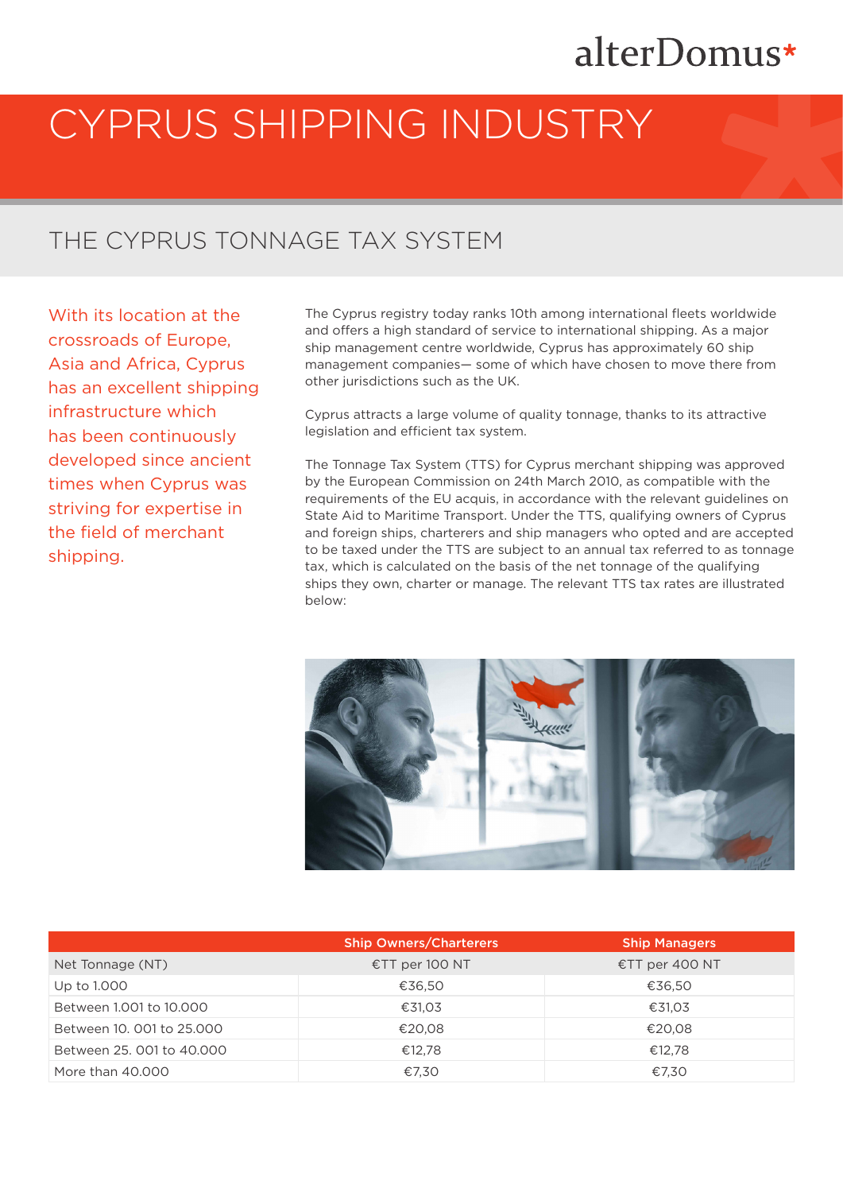# CYPRUS SHIPPING INDUSTRY

## THE CYPRUS TONNAGE TAX SYSTEM

With its location at the crossroads of Europe, Asia and Africa, Cyprus has an excellent shipping infrastructure which has been continuously developed since ancient times when Cyprus was striving for expertise in the field of merchant shipping.

The Cyprus registry today ranks 10th among international fleets worldwide and offers a high standard of service to international shipping. As a major ship management centre worldwide, Cyprus has approximately 60 ship management companies— some of which have chosen to move there from other jurisdictions such as the UK.

Cyprus attracts a large volume of quality tonnage, thanks to its attractive legislation and efficient tax system.

The Tonnage Tax System (TTS) for Cyprus merchant shipping was approved by the European Commission on 24th March 2010, as compatible with the requirements of the EU acquis, in accordance with the relevant guidelines on State Aid to Maritime Transport. Under the TTS, qualifying owners of Cyprus and foreign ships, charterers and ship managers who opted and are accepted to be taxed under the TTS are subject to an annual tax referred to as tonnage tax, which is calculated on the basis of the net tonnage of the qualifying ships they own, charter or manage. The relevant TTS tax rates are illustrated below:

| | Ship Owners/Charterers | Ship Managers |
|---|---|---|
| Net Tonnage (NT) | €TT per 100 NT | €TT per 400 NT |
| Up to 1.000 | €36,50 | €36,50 |
| Between 1.001 to 10.000 | €31,03 | €31,03 |
| Between 10. 001 to 25.000 | €20,08 | €20,08 |
| Between 25. 001 to 40.000 | €12,78 | €12,78 |
| More than 40.000 | €7,30 | €7,30 |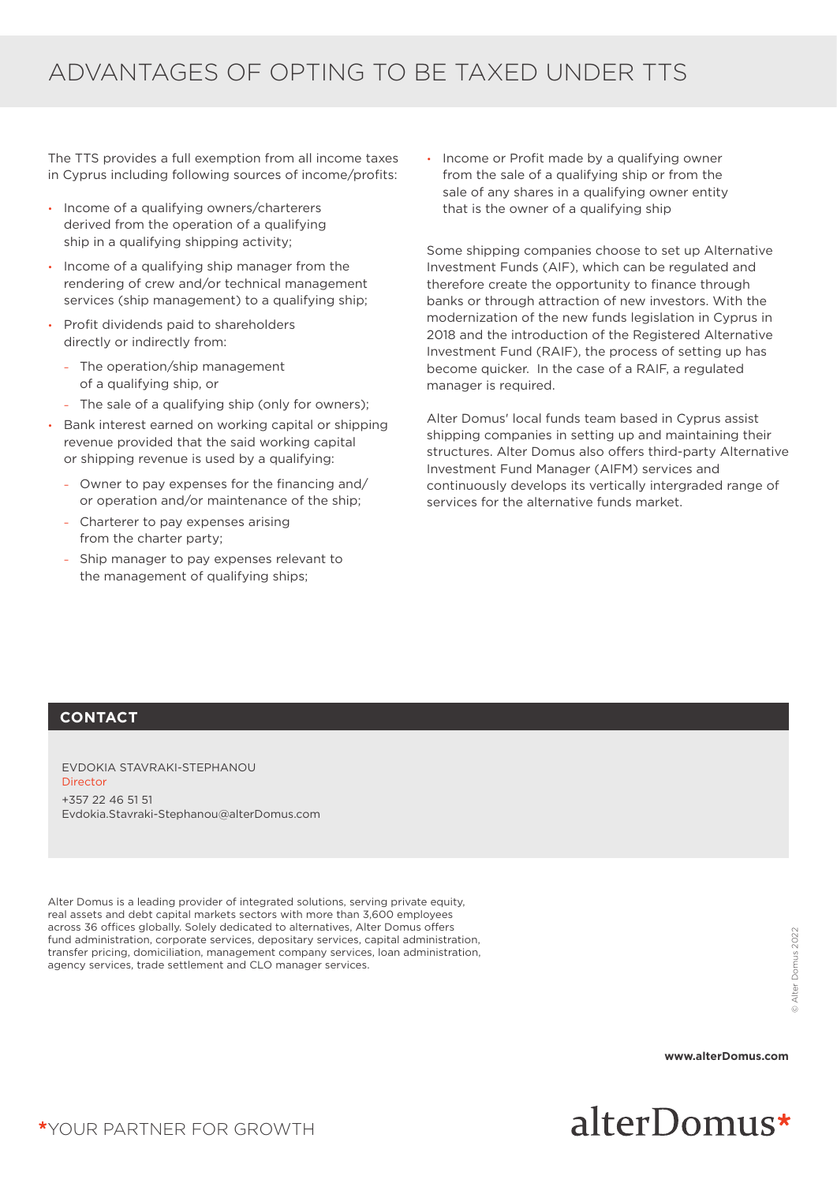# ADVANTAGES OF OPTING TO BE TAXED UNDER TTS

The TTS provides a full exemption from all income taxes in Cyprus including following sources of income/profits:

- Income of a qualifying owners/charterers derived from the operation of a qualifying ship in a qualifying shipping activity;
- Income of a qualifying ship manager from the rendering of crew and/or technical management services (ship management) to a qualifying ship;
- Profit dividends paid to shareholders directly or indirectly from:
  - The operation/ship management of a qualifying ship, or
  - The sale of a qualifying ship (only for owners);
- Bank interest earned on working capital or shipping revenue provided that the said working capital or shipping revenue is used by a qualifying:
  - Owner to pay expenses for the financing and/or operation and/or maintenance of the ship;
  - Charterer to pay expenses arising from the charter party;
  - Ship manager to pay expenses relevant to the management of qualifying ships;
- Income or Profit made by a qualifying owner from the sale of a qualifying ship or from the sale of any shares in a qualifying owner entity that is the owner of a qualifying ship

Some shipping companies choose to set up Alternative Investment Funds (AIF), which can be regulated and therefore create the opportunity to finance through banks or through attraction of new investors. With the modernization of the new funds legislation in Cyprus in 2018 and the introduction of the Registered Alternative Investment Fund (RAIF), the process of setting up has become quicker. In the case of a RAIF, a regulated manager is required.

Alter Domus' local funds team based in Cyprus assist shipping companies in setting up and maintaining their structures. Alter Domus also offers third-party Alternative Investment Fund Manager (AIFM) services and continuously develops its vertically intergraded range of services for the alternative funds market.

## CONTACT

EVDOKIA STAVRAKI-STEPHANOU
Director
+357 22 46 51 51
Evdokia.Stavraki-Stephanou@alterDomus.com

Alter Domus is a leading provider of integrated solutions, serving private equity, real assets and debt capital markets sectors with more than 3,600 employees across 36 offices globally. Solely dedicated to alternatives, Alter Domus offers fund administration, corporate services, depositary services, capital administration, transfer pricing, domiciliation, management company services, loan administration, agency services, trade settlement and CLO manager services.

© Alter Domus 2022

**www.alterDomus.com**

*YOUR PARTNER FOR GROWTH

alterDomus*